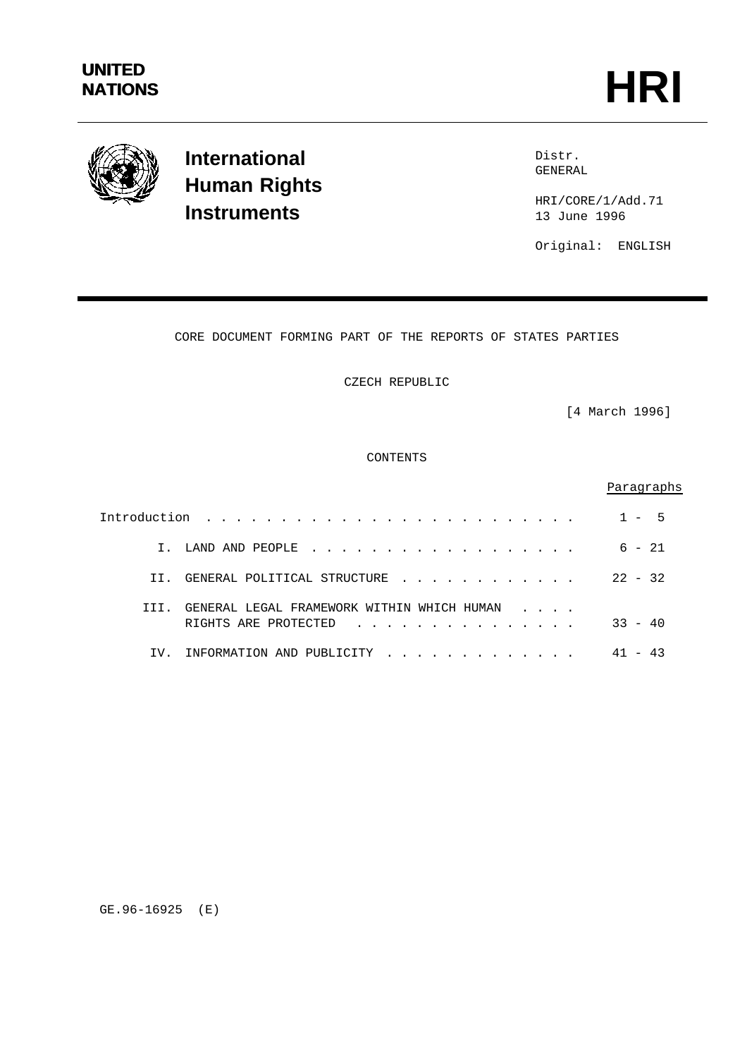**UNITED NATIONS**

# HRI

**International Human Rights Instruments**

Distr.
GENERAL

HRI/CORE/1/Add.71
13 June 1996

Original: ENGLISH

CORE DOCUMENT FORMING PART OF THE REPORTS OF STATES PARTIES

CZECH REPUBLIC

[4 March 1996]

CONTENTS

| | | Paragraphs |
|---|---|---|
| Introduction | | 1 - 5 |
| I. | LAND AND PEOPLE | 6 - 21 |
| II. | GENERAL POLITICAL STRUCTURE | 22 - 32 |
| III. | GENERAL LEGAL FRAMEWORK WITHIN WHICH HUMAN RIGHTS ARE PROTECTED | 33 - 40 |
| IV. | INFORMATION AND PUBLICITY | 41 - 43 |

GE.96-16925 (E)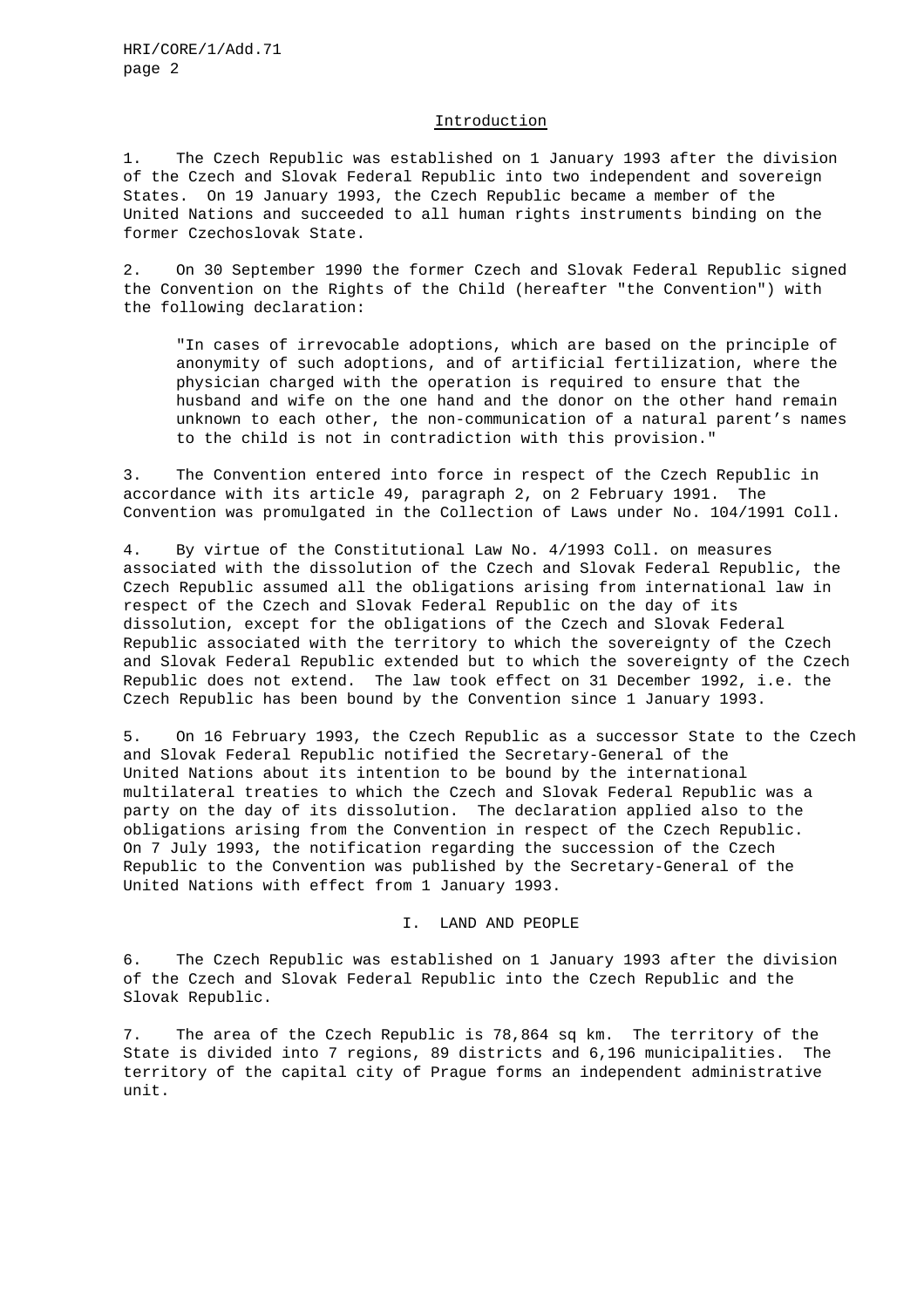## Introduction

1. The Czech Republic was established on 1 January 1993 after the division of the Czech and Slovak Federal Republic into two independent and sovereign States. On 19 January 1993, the Czech Republic became a member of the United Nations and succeeded to all human rights instruments binding on the former Czechoslovak State.

2. On 30 September 1990 the former Czech and Slovak Federal Republic signed the Convention on the Rights of the Child (hereafter "the Convention") with the following declaration:

> "In cases of irrevocable adoptions, which are based on the principle of anonymity of such adoptions, and of artificial fertilization, where the physician charged with the operation is required to ensure that the husband and wife on the one hand and the donor on the other hand remain unknown to each other, the non-communication of a natural parent's names to the child is not in contradiction with this provision."

3. The Convention entered into force in respect of the Czech Republic in accordance with its article 49, paragraph 2, on 2 February 1991. The Convention was promulgated in the Collection of Laws under No. 104/1991 Coll.

4. By virtue of the Constitutional Law No. 4/1993 Coll. on measures associated with the dissolution of the Czech and Slovak Federal Republic, the Czech Republic assumed all the obligations arising from international law in respect of the Czech and Slovak Federal Republic on the day of its dissolution, except for the obligations of the Czech and Slovak Federal Republic associated with the territory to which the sovereignty of the Czech and Slovak Federal Republic extended but to which the sovereignty of the Czech Republic does not extend. The law took effect on 31 December 1992, i.e. the Czech Republic has been bound by the Convention since 1 January 1993.

5. On 16 February 1993, the Czech Republic as a successor State to the Czech and Slovak Federal Republic notified the Secretary-General of the United Nations about its intention to be bound by the international multilateral treaties to which the Czech and Slovak Federal Republic was a party on the day of its dissolution. The declaration applied also to the obligations arising from the Convention in respect of the Czech Republic. On 7 July 1993, the notification regarding the succession of the Czech Republic to the Convention was published by the Secretary-General of the United Nations with effect from 1 January 1993.

## I. LAND AND PEOPLE

6. The Czech Republic was established on 1 January 1993 after the division of the Czech and Slovak Federal Republic into the Czech Republic and the Slovak Republic.

7. The area of the Czech Republic is 78,864 sq km. The territory of the State is divided into 7 regions, 89 districts and 6,196 municipalities. The territory of the capital city of Prague forms an independent administrative unit.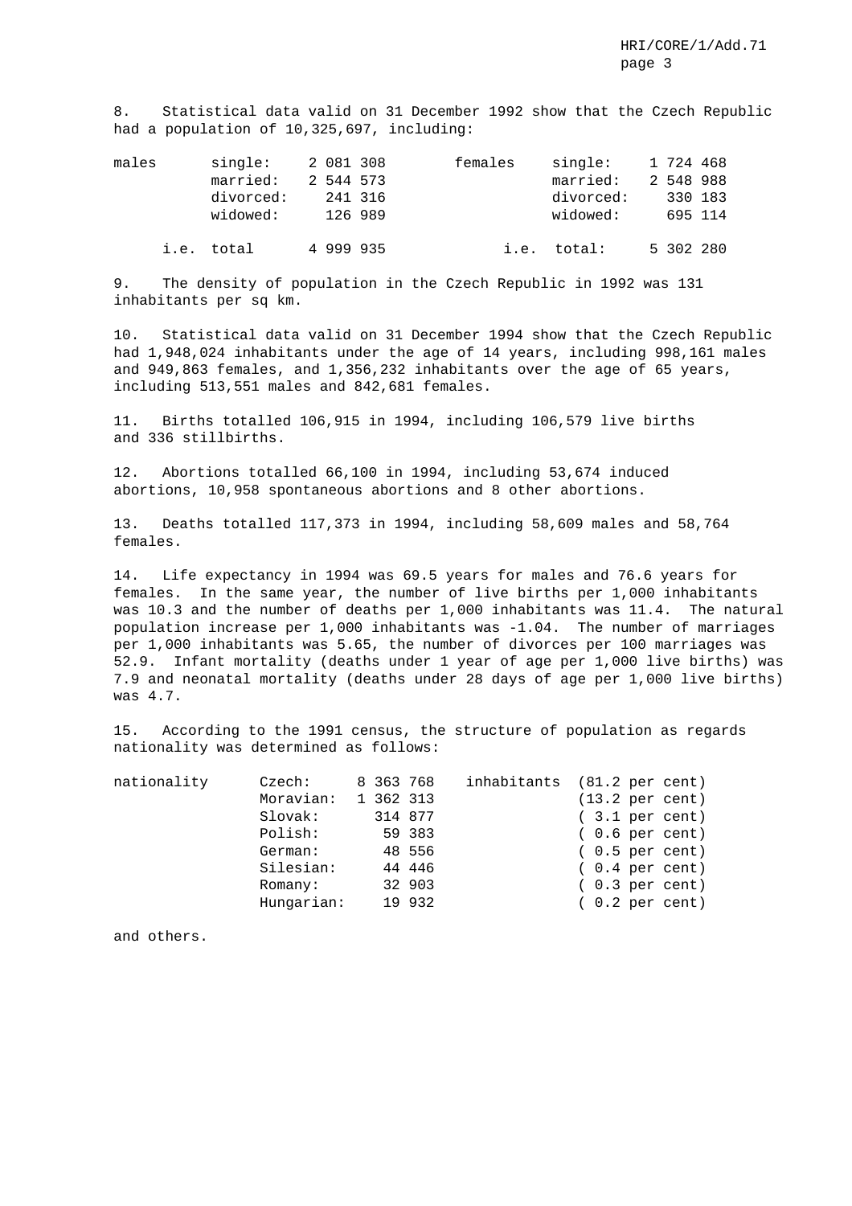8. Statistical data valid on 31 December 1992 show that the Czech Republic had a population of 10,325,697, including:

| | | | | | |
|---|---|---|---|---|---|
| males | single: | 2 081 308 | females | single: | 1 724 468 |
| | married: | 2 544 573 | | married: | 2 548 988 |
| | divorced: | 241 316 | | divorced: | 330 183 |
| | widowed: | 126 989 | | widowed: | 695 114 |
| | i.e. total | 4 999 935 | | i.e. total: | 5 302 280 |

9. The density of population in the Czech Republic in 1992 was 131 inhabitants per sq km.

10. Statistical data valid on 31 December 1994 show that the Czech Republic had 1,948,024 inhabitants under the age of 14 years, including 998,161 males and 949,863 females, and 1,356,232 inhabitants over the age of 65 years, including 513,551 males and 842,681 females.

11. Births totalled 106,915 in 1994, including 106,579 live births and 336 stillbirths.

12. Abortions totalled 66,100 in 1994, including 53,674 induced abortions, 10,958 spontaneous abortions and 8 other abortions.

13. Deaths totalled 117,373 in 1994, including 58,609 males and 58,764 females.

14. Life expectancy in 1994 was 69.5 years for males and 76.6 years for females. In the same year, the number of live births per 1,000 inhabitants was 10.3 and the number of deaths per 1,000 inhabitants was 11.4. The natural population increase per 1,000 inhabitants was -1.04. The number of marriages per 1,000 inhabitants was 5.65, the number of divorces per 100 marriages was 52.9. Infant mortality (deaths under 1 year of age per 1,000 live births) was 7.9 and neonatal mortality (deaths under 28 days of age per 1,000 live births) was 4.7.

15. According to the 1991 census, the structure of population as regards nationality was determined as follows:

| | | | | |
|---|---|---|---|---|
| nationality | Czech: | 8 363 768 | inhabitants | (81.2 per cent) |
| | Moravian: | 1 362 313 | | (13.2 per cent) |
| | Slovak: | 314 877 | | ( 3.1 per cent) |
| | Polish: | 59 383 | | ( 0.6 per cent) |
| | German: | 48 556 | | ( 0.5 per cent) |
| | Silesian: | 44 446 | | ( 0.4 per cent) |
| | Romany: | 32 903 | | ( 0.3 per cent) |
| | Hungarian: | 19 932 | | ( 0.2 per cent) |

and others.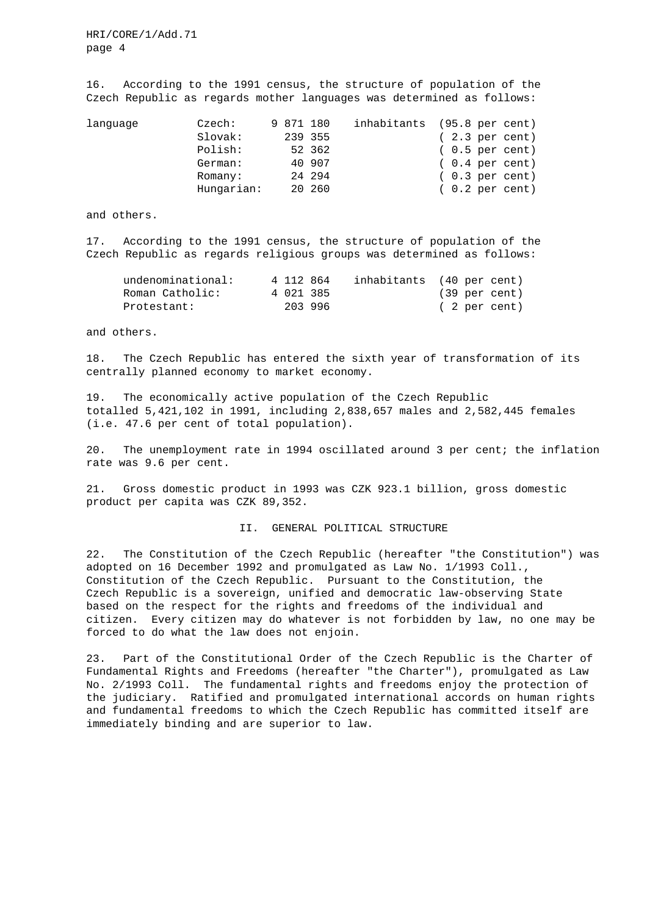16. According to the 1991 census, the structure of population of the Czech Republic as regards mother languages was determined as follows:

| language | | | | |
|---|---|---|---|---|
| | Czech: | 9 871 180 | inhabitants | (95.8 per cent) |
| | Slovak: | 239 355 | | ( 2.3 per cent) |
| | Polish: | 52 362 | | ( 0.5 per cent) |
| | German: | 40 907 | | ( 0.4 per cent) |
| | Romany: | 24 294 | | ( 0.3 per cent) |
| | Hungarian: | 20 260 | | ( 0.2 per cent) |

and others.

17. According to the 1991 census, the structure of population of the Czech Republic as regards religious groups was determined as follows:

| | | | |
|---|---|---|---|
| undenominational: | 4 112 864 | inhabitants | (40 per cent) |
| Roman Catholic: | 4 021 385 | | (39 per cent) |
| Protestant: | 203 996 | | ( 2 per cent) |

and others.

18. The Czech Republic has entered the sixth year of transformation of its centrally planned economy to market economy.

19. The economically active population of the Czech Republic totalled 5,421,102 in 1991, including 2,838,657 males and 2,582,445 females (i.e. 47.6 per cent of total population).

20. The unemployment rate in 1994 oscillated around 3 per cent; the inflation rate was 9.6 per cent.

21. Gross domestic product in 1993 was CZK 923.1 billion, gross domestic product per capita was CZK 89,352.

## II. GENERAL POLITICAL STRUCTURE

22. The Constitution of the Czech Republic (hereafter "the Constitution") was adopted on 16 December 1992 and promulgated as Law No. 1/1993 Coll., Constitution of the Czech Republic. Pursuant to the Constitution, the Czech Republic is a sovereign, unified and democratic law-observing State based on the respect for the rights and freedoms of the individual and citizen. Every citizen may do whatever is not forbidden by law, no one may be forced to do what the law does not enjoin.

23. Part of the Constitutional Order of the Czech Republic is the Charter of Fundamental Rights and Freedoms (hereafter "the Charter"), promulgated as Law No. 2/1993 Coll. The fundamental rights and freedoms enjoy the protection of the judiciary. Ratified and promulgated international accords on human rights and fundamental freedoms to which the Czech Republic has committed itself are immediately binding and are superior to law.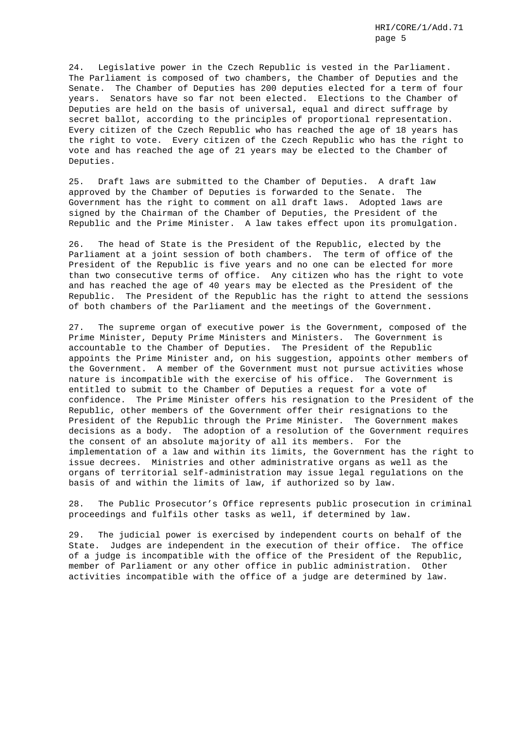24. Legislative power in the Czech Republic is vested in the Parliament. The Parliament is composed of two chambers, the Chamber of Deputies and the Senate. The Chamber of Deputies has 200 deputies elected for a term of four years. Senators have so far not been elected. Elections to the Chamber of Deputies are held on the basis of universal, equal and direct suffrage by secret ballot, according to the principles of proportional representation. Every citizen of the Czech Republic who has reached the age of 18 years has the right to vote. Every citizen of the Czech Republic who has the right to vote and has reached the age of 21 years may be elected to the Chamber of Deputies.

25. Draft laws are submitted to the Chamber of Deputies. A draft law approved by the Chamber of Deputies is forwarded to the Senate. The Government has the right to comment on all draft laws. Adopted laws are signed by the Chairman of the Chamber of Deputies, the President of the Republic and the Prime Minister. A law takes effect upon its promulgation.

26. The head of State is the President of the Republic, elected by the Parliament at a joint session of both chambers. The term of office of the President of the Republic is five years and no one can be elected for more than two consecutive terms of office. Any citizen who has the right to vote and has reached the age of 40 years may be elected as the President of the Republic. The President of the Republic has the right to attend the sessions of both chambers of the Parliament and the meetings of the Government.

27. The supreme organ of executive power is the Government, composed of the Prime Minister, Deputy Prime Ministers and Ministers. The Government is accountable to the Chamber of Deputies. The President of the Republic appoints the Prime Minister and, on his suggestion, appoints other members of the Government. A member of the Government must not pursue activities whose nature is incompatible with the exercise of his office. The Government is entitled to submit to the Chamber of Deputies a request for a vote of confidence. The Prime Minister offers his resignation to the President of the Republic, other members of the Government offer their resignations to the President of the Republic through the Prime Minister. The Government makes decisions as a body. The adoption of a resolution of the Government requires the consent of an absolute majority of all its members. For the implementation of a law and within its limits, the Government has the right to issue decrees. Ministries and other administrative organs as well as the organs of territorial self-administration may issue legal regulations on the basis of and within the limits of law, if authorized so by law.

28. The Public Prosecutor's Office represents public prosecution in criminal proceedings and fulfils other tasks as well, if determined by law.

29. The judicial power is exercised by independent courts on behalf of the State. Judges are independent in the execution of their office. The office of a judge is incompatible with the office of the President of the Republic, member of Parliament or any other office in public administration. Other activities incompatible with the office of a judge are determined by law.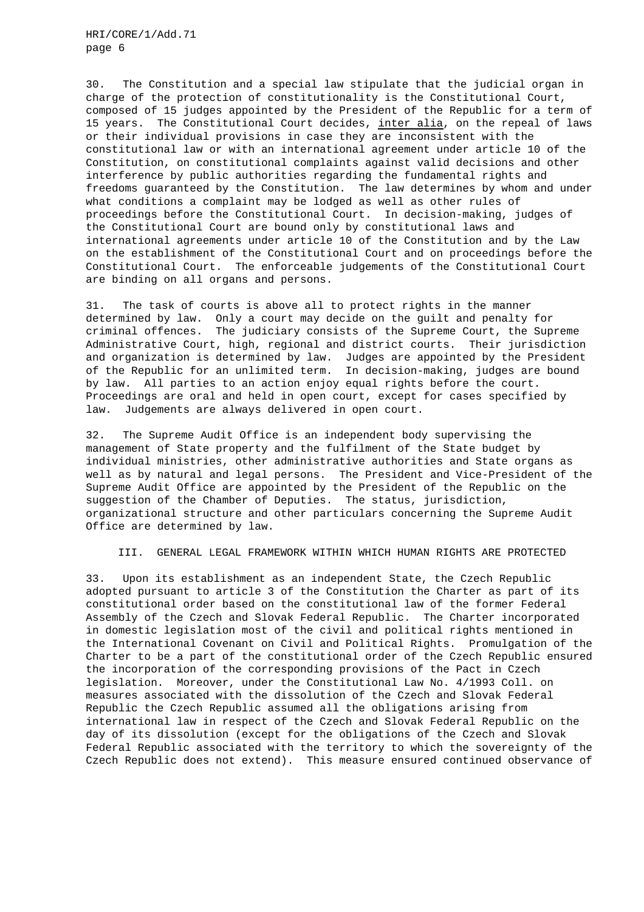30. The Constitution and a special law stipulate that the judicial organ in charge of the protection of constitutionality is the Constitutional Court, composed of 15 judges appointed by the President of the Republic for a term of 15 years. The Constitutional Court decides, inter alia, on the repeal of laws or their individual provisions in case they are inconsistent with the constitutional law or with an international agreement under article 10 of the Constitution, on constitutional complaints against valid decisions and other interference by public authorities regarding the fundamental rights and freedoms guaranteed by the Constitution. The law determines by whom and under what conditions a complaint may be lodged as well as other rules of proceedings before the Constitutional Court. In decision-making, judges of the Constitutional Court are bound only by constitutional laws and international agreements under article 10 of the Constitution and by the Law on the establishment of the Constitutional Court and on proceedings before the Constitutional Court. The enforceable judgements of the Constitutional Court are binding on all organs and persons.

31. The task of courts is above all to protect rights in the manner determined by law. Only a court may decide on the guilt and penalty for criminal offences. The judiciary consists of the Supreme Court, the Supreme Administrative Court, high, regional and district courts. Their jurisdiction and organization is determined by law. Judges are appointed by the President of the Republic for an unlimited term. In decision-making, judges are bound by law. All parties to an action enjoy equal rights before the court. Proceedings are oral and held in open court, except for cases specified by law. Judgements are always delivered in open court.

32. The Supreme Audit Office is an independent body supervising the management of State property and the fulfilment of the State budget by individual ministries, other administrative authorities and State organs as well as by natural and legal persons. The President and Vice-President of the Supreme Audit Office are appointed by the President of the Republic on the suggestion of the Chamber of Deputies. The status, jurisdiction, organizational structure and other particulars concerning the Supreme Audit Office are determined by law.

## III. GENERAL LEGAL FRAMEWORK WITHIN WHICH HUMAN RIGHTS ARE PROTECTED

33. Upon its establishment as an independent State, the Czech Republic adopted pursuant to article 3 of the Constitution the Charter as part of its constitutional order based on the constitutional law of the former Federal Assembly of the Czech and Slovak Federal Republic. The Charter incorporated in domestic legislation most of the civil and political rights mentioned in the International Covenant on Civil and Political Rights. Promulgation of the Charter to be a part of the constitutional order of the Czech Republic ensured the incorporation of the corresponding provisions of the Pact in Czech legislation. Moreover, under the Constitutional Law No. 4/1993 Coll. on measures associated with the dissolution of the Czech and Slovak Federal Republic the Czech Republic assumed all the obligations arising from international law in respect of the Czech and Slovak Federal Republic on the day of its dissolution (except for the obligations of the Czech and Slovak Federal Republic associated with the territory to which the sovereignty of the Czech Republic does not extend). This measure ensured continued observance of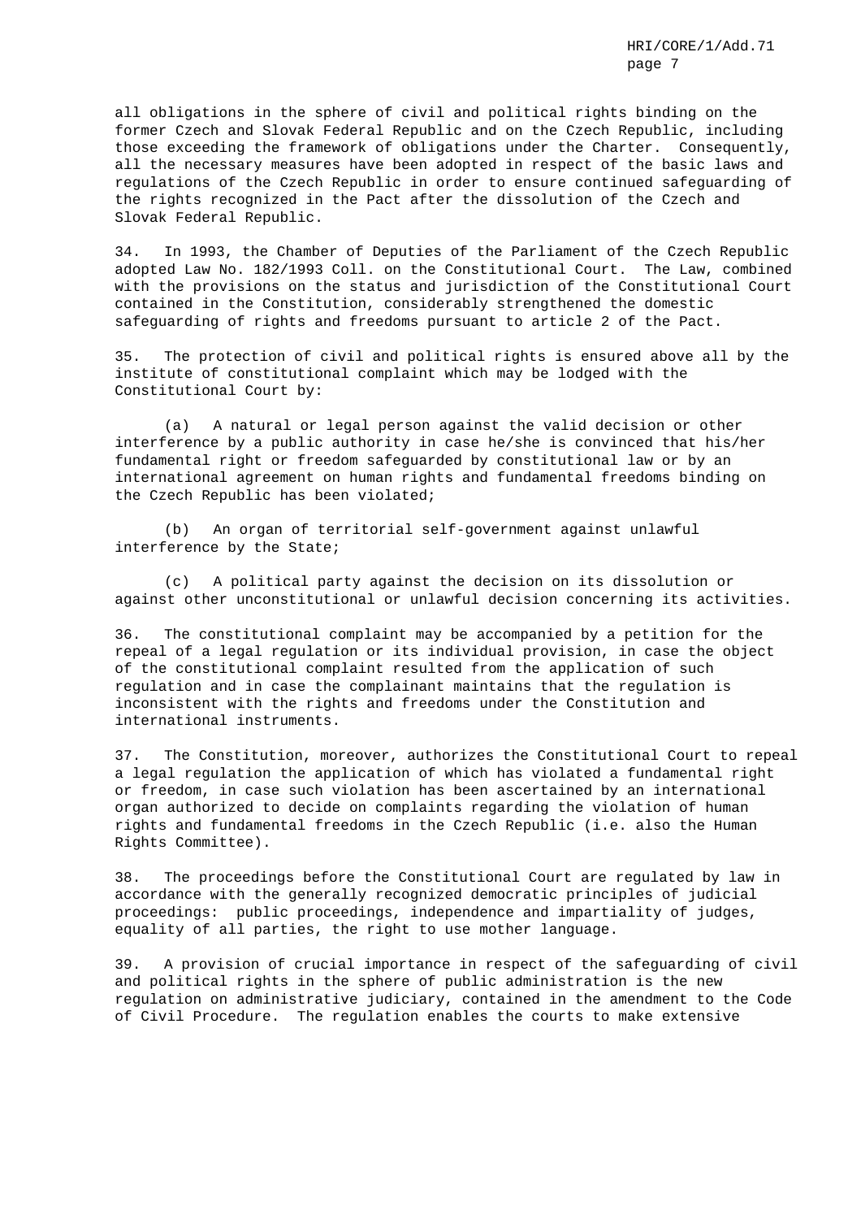all obligations in the sphere of civil and political rights binding on the former Czech and Slovak Federal Republic and on the Czech Republic, including those exceeding the framework of obligations under the Charter. Consequently, all the necessary measures have been adopted in respect of the basic laws and regulations of the Czech Republic in order to ensure continued safeguarding of the rights recognized in the Pact after the dissolution of the Czech and Slovak Federal Republic.

34. In 1993, the Chamber of Deputies of the Parliament of the Czech Republic adopted Law No. 182/1993 Coll. on the Constitutional Court. The Law, combined with the provisions on the status and jurisdiction of the Constitutional Court contained in the Constitution, considerably strengthened the domestic safeguarding of rights and freedoms pursuant to article 2 of the Pact.

35. The protection of civil and political rights is ensured above all by the institute of constitutional complaint which may be lodged with the Constitutional Court by:

(a) A natural or legal person against the valid decision or other interference by a public authority in case he/she is convinced that his/her fundamental right or freedom safeguarded by constitutional law or by an international agreement on human rights and fundamental freedoms binding on the Czech Republic has been violated;

(b) An organ of territorial self-government against unlawful interference by the State;

(c) A political party against the decision on its dissolution or against other unconstitutional or unlawful decision concerning its activities.

36. The constitutional complaint may be accompanied by a petition for the repeal of a legal regulation or its individual provision, in case the object of the constitutional complaint resulted from the application of such regulation and in case the complainant maintains that the regulation is inconsistent with the rights and freedoms under the Constitution and international instruments.

37. The Constitution, moreover, authorizes the Constitutional Court to repeal a legal regulation the application of which has violated a fundamental right or freedom, in case such violation has been ascertained by an international organ authorized to decide on complaints regarding the violation of human rights and fundamental freedoms in the Czech Republic (i.e. also the Human Rights Committee).

38. The proceedings before the Constitutional Court are regulated by law in accordance with the generally recognized democratic principles of judicial proceedings: public proceedings, independence and impartiality of judges, equality of all parties, the right to use mother language.

39. A provision of crucial importance in respect of the safeguarding of civil and political rights in the sphere of public administration is the new regulation on administrative judiciary, contained in the amendment to the Code of Civil Procedure. The regulation enables the courts to make extensive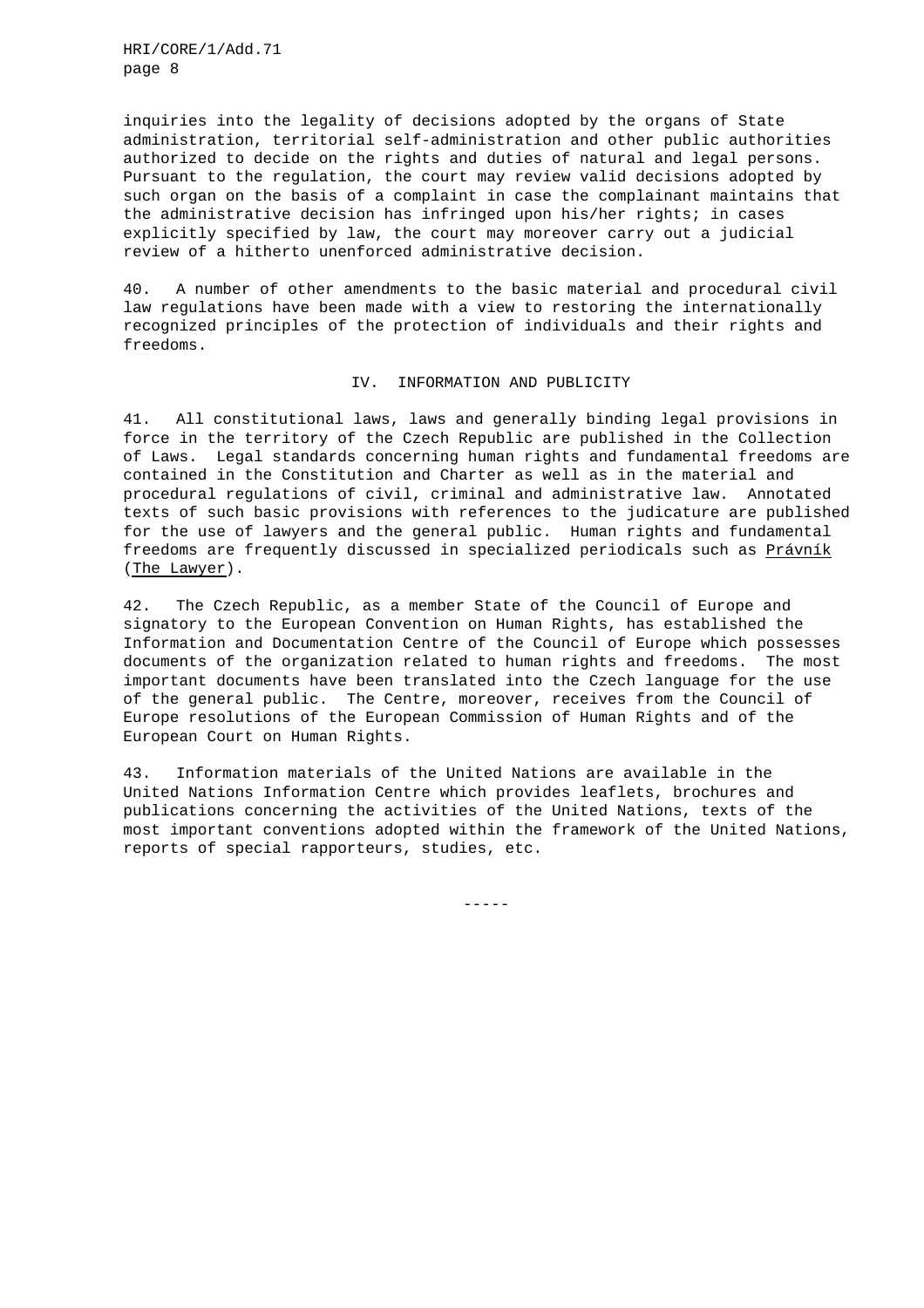inquiries into the legality of decisions adopted by the organs of State administration, territorial self-administration and other public authorities authorized to decide on the rights and duties of natural and legal persons. Pursuant to the regulation, the court may review valid decisions adopted by such organ on the basis of a complaint in case the complainant maintains that the administrative decision has infringed upon his/her rights; in cases explicitly specified by law, the court may moreover carry out a judicial review of a hitherto unenforced administrative decision.

40. A number of other amendments to the basic material and procedural civil law regulations have been made with a view to restoring the internationally recognized principles of the protection of individuals and their rights and freedoms.

## IV. INFORMATION AND PUBLICITY

41. All constitutional laws, laws and generally binding legal provisions in force in the territory of the Czech Republic are published in the Collection of Laws. Legal standards concerning human rights and fundamental freedoms are contained in the Constitution and Charter as well as in the material and procedural regulations of civil, criminal and administrative law. Annotated texts of such basic provisions with references to the judicature are published for the use of lawyers and the general public. Human rights and fundamental freedoms are frequently discussed in specialized periodicals such as Právník (The Lawyer).

42. The Czech Republic, as a member State of the Council of Europe and signatory to the European Convention on Human Rights, has established the Information and Documentation Centre of the Council of Europe which possesses documents of the organization related to human rights and freedoms. The most important documents have been translated into the Czech language for the use of the general public. The Centre, moreover, receives from the Council of Europe resolutions of the European Commission of Human Rights and of the European Court on Human Rights.

43. Information materials of the United Nations are available in the United Nations Information Centre which provides leaflets, brochures and publications concerning the activities of the United Nations, texts of the most important conventions adopted within the framework of the United Nations, reports of special rapporteurs, studies, etc.

-----